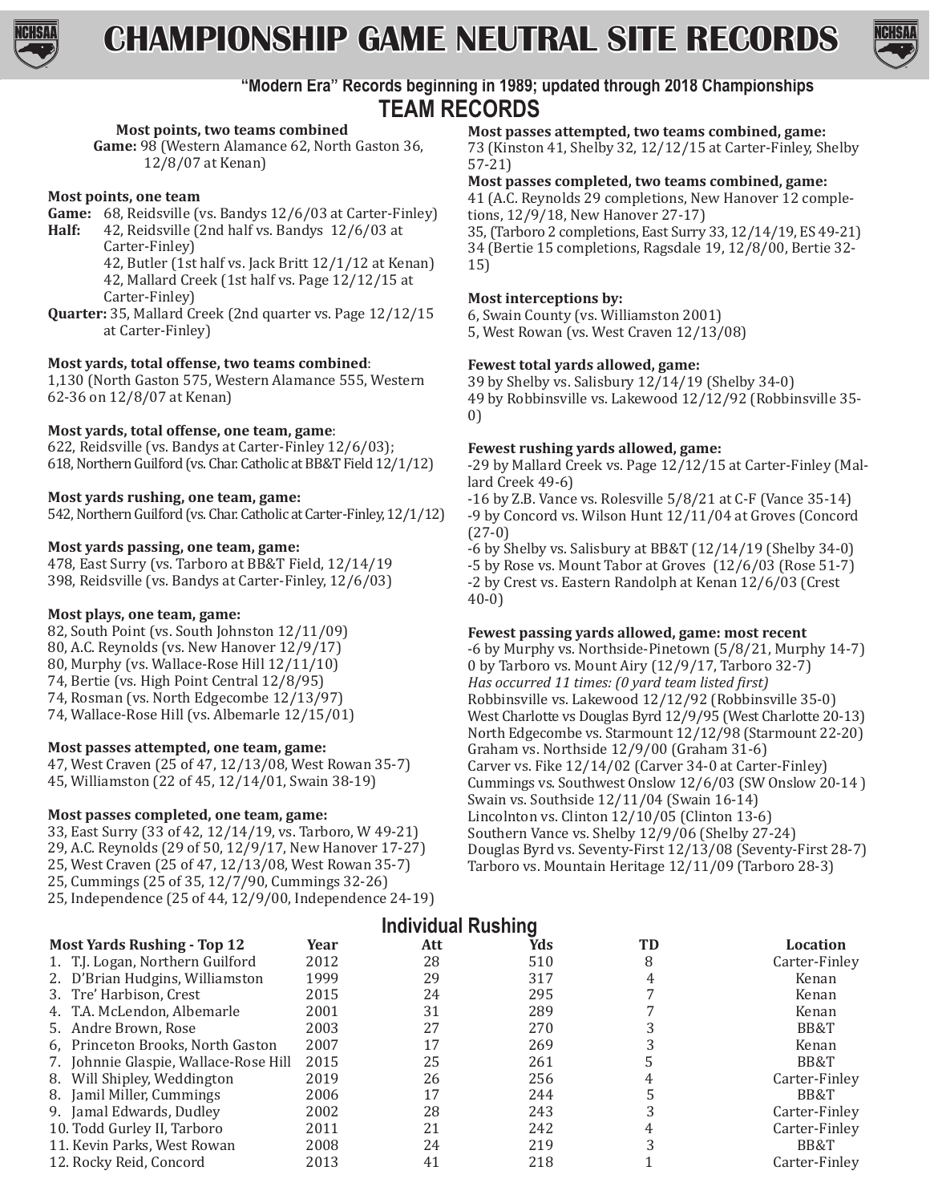# CHAMPIONSHIP GAME NEUTRAL SITE RECORDS

**"Modern Era" Records beginning in 1989; updated through 2018 Championships**

## TEAM RECORDS

**Most points, two teams combined**
**Game:** 98 (Western Alamance 62, North Gaston 36, 12/8/07 at Kenan)

**Most points, one team**
**Game:** 68, Reidsville (vs. Bandys 12/6/03 at Carter-Finley)
**Half:** 42, Reidsville (2nd half vs. Bandys 12/6/03 at Carter-Finley)
42, Butler (1st half vs. Jack Britt 12/1/12 at Kenan)
42, Mallard Creek (1st half vs. Page 12/12/15 at Carter-Finley)
**Quarter:** 35, Mallard Creek (2nd quarter vs. Page 12/12/15 at Carter-Finley)

**Most yards, total offense, two teams combined**:
1,130 (North Gaston 575, Western Alamance 555, Western 62-36 on 12/8/07 at Kenan)

**Most yards, total offense, one team, game**:
622, Reidsville (vs. Bandys at Carter-Finley 12/6/03);
618, Northern Guilford (vs. Char. Catholic at BB&T Field 12/1/12)

**Most yards rushing, one team, game:**
542, Northern Guilford (vs. Char. Catholic at Carter-Finley, 12/1/12)

**Most yards passing, one team, game:**
478, East Surry (vs. Tarboro at BB&T Field, 12/14/19
398, Reidsville (vs. Bandys at Carter-Finley, 12/6/03)

**Most plays, one team, game:**
82, South Point (vs. South Johnston 12/11/09)
80, A.C. Reynolds (vs. New Hanover 12/9/17)
80, Murphy (vs. Wallace-Rose Hill 12/11/10)
74, Bertie (vs. High Point Central 12/8/95)
74, Rosman (vs. North Edgecombe 12/13/97)
74, Wallace-Rose Hill (vs. Albemarle 12/15/01)

**Most passes attempted, one team, game:**
47, West Craven (25 of 47, 12/13/08, West Rowan 35-7)
45, Williamston (22 of 45, 12/14/01, Swain 38-19)

**Most passes completed, one team, game:**
33, East Surry (33 of 42, 12/14/19, vs. Tarboro, W 49-21)
29, A.C. Reynolds (29 of 50, 12/9/17, New Hanover 17-27)
25, West Craven (25 of 47, 12/13/08, West Rowan 35-7)
25, Cummings (25 of 35, 12/7/90, Cummings 32-26)
25, Independence (25 of 44, 12/9/00, Independence 24-19)

**Most passes attempted, two teams combined, game:**
73 (Kinston 41, Shelby 32, 12/12/15 at Carter-Finley, Shelby 57-21)

**Most passes completed, two teams combined, game:**
41 (A.C. Reynolds 29 completions, New Hanover 12 completions, 12/9/18, New Hanover 27-17)
35, (Tarboro 2 completions, East Surry 33, 12/14/19, ES 49-21)
34 (Bertie 15 completions, Ragsdale 19, 12/8/00, Bertie 32-15)

**Most interceptions by:**
6, Swain County (vs. Williamston 2001)
5, West Rowan (vs. West Craven 12/13/08)

**Fewest total yards allowed, game:**
39 by Shelby vs. Salisbury 12/14/19 (Shelby 34-0)
49 by Robbinsville vs. Lakewood 12/12/92 (Robbinsville 35-0)

**Fewest rushing yards allowed, game:**
-29 by Mallard Creek vs. Page 12/12/15 at Carter-Finley (Mallard Creek 49-6)
-16 by Z.B. Vance vs. Rolesville 5/8/21 at C-F (Vance 35-14)
-9 by Concord vs. Wilson Hunt 12/11/04 at Groves (Concord (27-0)
-6 by Shelby vs. Salisbury at BB&T (12/14/19 (Shelby 34-0)
-5 by Rose vs. Mount Tabor at Groves (12/6/03 (Rose 51-7)
-2 by Crest vs. Eastern Randolph at Kenan 12/6/03 (Crest 40-0)

**Fewest passing yards allowed, game: most recent**
-6 by Murphy vs. Northside-Pinetown (5/8/21, Murphy 14-7)
0 by Tarboro vs. Mount Airy (12/9/17, Tarboro 32-7)
*Has occurred 11 times: (0 yard team listed first)*
Robbinsville vs. Lakewood 12/12/92 (Robbinsville 35-0)
West Charlotte vs Douglas Byrd 12/9/95 (West Charlotte 20-13)
North Edgecombe vs. Starmount 12/12/98 (Starmount 22-20)
Graham vs. Northside 12/9/00 (Graham 31-6)
Carver vs. Fike 12/14/02 (Carver 34-0 at Carter-Finley)
Cummings vs. Southwest Onslow 12/6/03 (SW Onslow 20-14 )
Swain vs. Southside 12/11/04 (Swain 16-14)
Lincolnton vs. Clinton 12/10/05 (Clinton 13-6)
Southern Vance vs. Shelby 12/9/06 (Shelby 27-24)
Douglas Byrd vs. Seventy-First 12/13/08 (Seventy-First 28-7)
Tarboro vs. Mountain Heritage 12/11/09 (Tarboro 28-3)

## Individual Rushing

| Most Yards Rushing - Top 12 | Year | Att | Yds | TD | Location |
|---|---|---|---|---|---|
| 1. T.J. Logan, Northern Guilford | 2012 | 28 | 510 | 8 | Carter-Finley |
| 2. D'Brian Hudgins, Williamston | 1999 | 29 | 317 | 4 | Kenan |
| 3. Tre' Harbison, Crest | 2015 | 24 | 295 | 7 | Kenan |
| 4. T.A. McLendon, Albemarle | 2001 | 31 | 289 | 7 | Kenan |
| 5. Andre Brown, Rose | 2003 | 27 | 270 | 3 | BB&T |
| 6, Princeton Brooks, North Gaston | 2007 | 17 | 269 | 3 | Kenan |
| 7. Johnnie Glaspie, Wallace-Rose Hill | 2015 | 25 | 261 | 5 | BB&T |
| 8. Will Shipley, Weddington | 2019 | 26 | 256 | 4 | Carter-Finley |
| 8. Jamil Miller, Cummings | 2006 | 17 | 244 | 5 | BB&T |
| 9. Jamal Edwards, Dudley | 2002 | 28 | 243 | 3 | Carter-Finley |
| 10. Todd Gurley II, Tarboro | 2011 | 21 | 242 | 4 | Carter-Finley |
| 11. Kevin Parks, West Rowan | 2008 | 24 | 219 | 3 | BB&T |
| 12. Rocky Reid, Concord | 2013 | 41 | 218 | 1 | Carter-Finley |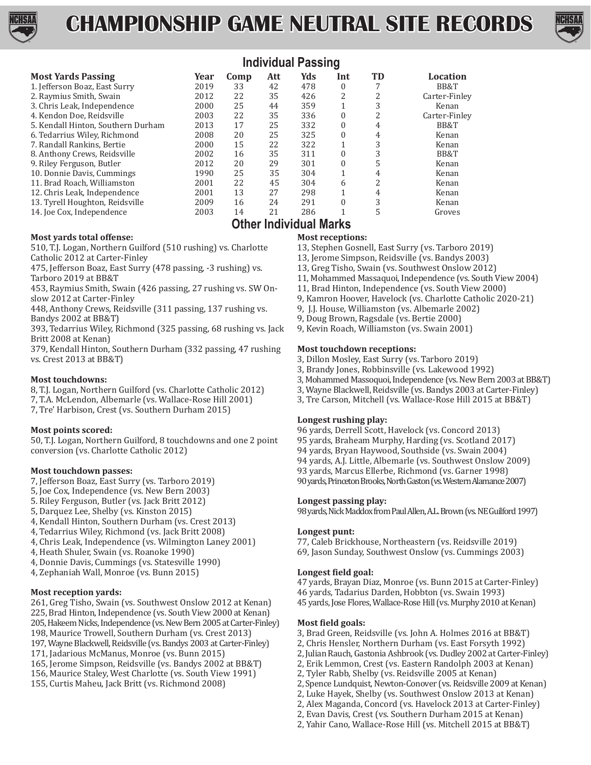# CHAMPIONSHIP GAME NEUTRAL SITE RECORDS

## Individual Passing

| Most Yards Passing | Year | Comp | Att | Yds | Int | TD | Location |
|---|---|---|---|---|---|---|---|
| 1. Jefferson Boaz, East Surry | 2019 | 33 | 42 | 478 | 0 | 7 | BB&T |
| 2. Raymius Smith, Swain | 2012 | 22 | 35 | 426 | 2 | 2 | Carter-Finley |
| 3. Chris Leak, Independence | 2000 | 25 | 44 | 359 | 1 | 3 | Kenan |
| 4. Kendon Doe, Reidsville | 2003 | 22 | 35 | 336 | 0 | 2 | Carter-Finley |
| 5. Kendall Hinton, Southern Durham | 2013 | 17 | 25 | 332 | 0 | 4 | BB&T |
| 6. Tedarrius Wiley, Richmond | 2008 | 20 | 25 | 325 | 0 | 4 | Kenan |
| 7. Randall Rankins, Bertie | 2000 | 15 | 22 | 322 | 1 | 3 | Kenan |
| 8. Anthony Crews, Reidsville | 2002 | 16 | 35 | 311 | 0 | 3 | BB&T |
| 9. Riley Ferguson, Butler | 2012 | 20 | 29 | 301 | 0 | 5 | Kenan |
| 10. Donnie Davis, Cummings | 1990 | 25 | 35 | 304 | 1 | 4 | Kenan |
| 11. Brad Roach, Williamston | 2001 | 22 | 45 | 304 | 6 | 2 | Kenan |
| 12. Chris Leak, Independence | 2001 | 13 | 27 | 298 | 1 | 4 | Kenan |
| 13. Tyrell Houghton, Reidsville | 2009 | 16 | 24 | 291 | 0 | 3 | Kenan |
| 14. Joe Cox, Independence | 2003 | 14 | 21 | 286 | 1 | 5 | Groves |

## Other Individual Marks

**Most yards total offense:**
510, T.J. Logan, Northern Guilford (510 rushing) vs. Charlotte Catholic 2012 at Carter-Finley
475, Jefferson Boaz, East Surry (478 passing, -3 rushing) vs. Tarboro 2019 at BB&T
453, Raymius Smith, Swain (426 passing, 27 rushing vs. SW Onslow 2012 at Carter-Finley
448, Anthony Crews, Reidsville (311 passing, 137 rushing vs. Bandys 2002 at BB&T)
393, Tedarrius Wiley, Richmond (325 passing, 68 rushing vs. Jack Britt 2008 at Kenan)
379, Kendall Hinton, Southern Durham (332 passing, 47 rushing vs. Crest 2013 at BB&T)

**Most touchdowns:**
8, T.J. Logan, Northern Guilford (vs. Charlotte Catholic 2012)
7, T.A. McLendon, Albemarle (vs. Wallace-Rose Hill 2001)
7, Tre' Harbison, Crest (vs. Southern Durham 2015)

**Most points scored:**
50, T.J. Logan, Northern Guilford, 8 touchdowns and one 2 point conversion (vs. Charlotte Catholic 2012)

**Most touchdown passes:**
7, Jefferson Boaz, East Surry (vs. Tarboro 2019)
5, Joe Cox, Independence (vs. New Bern 2003)
5. Riley Ferguson, Butler (vs. Jack Britt 2012)
5, Darquez Lee, Shelby (vs. Kinston 2015)
4, Kendall Hinton, Southern Durham (vs. Crest 2013)
4, Tedarrius Wiley, Richmond (vs. Jack Britt 2008)
4, Chris Leak, Independence (vs. Wilmington Laney 2001)
4, Heath Shuler, Swain (vs. Roanoke 1990)
4, Donnie Davis, Cummings (vs. Statesville 1990)
4, Zephaniah Wall, Monroe (vs. Bunn 2015)

**Most reception yards:**
261, Greg Tisho, Swain (vs. Southwest Onslow 2012 at Kenan)
225, Brad Hinton, Independence (vs. South View 2000 at Kenan)
205, Hakeem Nicks, Independence (vs. New Bern 2005 at Carter-Finley)
198, Maurice Trowell, Southern Durham (vs. Crest 2013)
197, Wayne Blackwell, Reidsville (vs. Bandys 2003 at Carter-Finley)
171, Jadarious McManus, Monroe (vs. Bunn 2015)
165, Jerome Simpson, Reidsville (vs. Bandys 2002 at BB&T)
156, Maurice Staley, West Charlotte (vs. South View 1991)
155, Curtis Maheu, Jack Britt (vs. Richmond 2008)

**Most receptions:**
13, Stephen Gosnell, East Surry (vs. Tarboro 2019)
13, Jerome Simpson, Reidsville (vs. Bandys 2003)
13, Greg Tisho, Swain (vs. Southwest Onslow 2012)
11, Mohammed Massaquoi, Independence (vs. South View 2004)
11, Brad Hinton, Independence (vs. South View 2000)
9, Kamron Hoover, Havelock (vs. Charlotte Catholic 2020-21)
9, J.J. House, Williamston (vs. Albemarle 2002)
9, Doug Brown, Ragsdale (vs. Bertie 2000)
9, Kevin Roach, Williamston (vs. Swain 2001)

**Most touchdown receptions:**
3, Dillon Mosley, East Surry (vs. Tarboro 2019)
3, Brandy Jones, Robbinsville (vs. Lakewood 1992)
3, Mohammed Massoquoi, Independence (vs. New Bern 2003 at BB&T)
3, Wayne Blackwell, Reidsville (vs. Bandys 2003 at Carter-Finley)
3, Tre Carson, Mitchell (vs. Wallace-Rose Hill 2015 at BB&T)

**Longest rushing play:**
96 yards, Derrell Scott, Havelock (vs. Concord 2013)
95 yards, Braheam Murphy, Harding (vs. Scotland 2017)
94 yards, Bryan Haywood, Southside (vs. Swain 2004)
94 yards, A.J. Little, Albemarle (vs. Southwest Onslow 2009)
93 yards, Marcus Ellerbe, Richmond (vs. Garner 1998)
90 yards, Princeton Brooks, North Gaston (vs. Western Alamance 2007)

**Longest passing play:**
98 yards, Nick Maddox from Paul Allen, A.L. Brown (vs. NE Guilford 1997)

**Longest punt:**
77, Caleb Brickhouse, Northeastern (vs. Reidsville 2019)
69, Jason Sunday, Southwest Onslow (vs. Cummings 2003)

**Longest field goal:**
47 yards, Brayan Diaz, Monroe (vs. Bunn 2015 at Carter-Finley)
46 yards, Tadarius Darden, Hobbton (vs. Swain 1993)
45 yards, Jose Flores, Wallace-Rose Hill (vs. Murphy 2010 at Kenan)

**Most field goals:**
3, Brad Green, Reidsville (vs. John A. Holmes 2016 at BB&T)
2, Chris Hensler, Northern Durham (vs. East Forsyth 1992)
2, Julian Rauch, Gastonia Ashbrook (vs. Dudley 2002 at Carter-Finley)
2, Erik Lemmon, Crest (vs. Eastern Randolph 2003 at Kenan)
2, Tyler Rabb, Shelby (vs. Reidsville 2005 at Kenan)
2, Spence Lundquist, Newton-Conover (vs. Reidsville 2009 at Kenan)
2, Luke Hayek, Shelby (vs. Southwest Onslow 2013 at Kenan)
2, Alex Maganda, Concord (vs. Havelock 2013 at Carter-Finley)
2, Evan Davis, Crest (vs. Southern Durham 2015 at Kenan)
2, Yahir Cano, Wallace-Rose Hill (vs. Mitchell 2015 at BB&T)